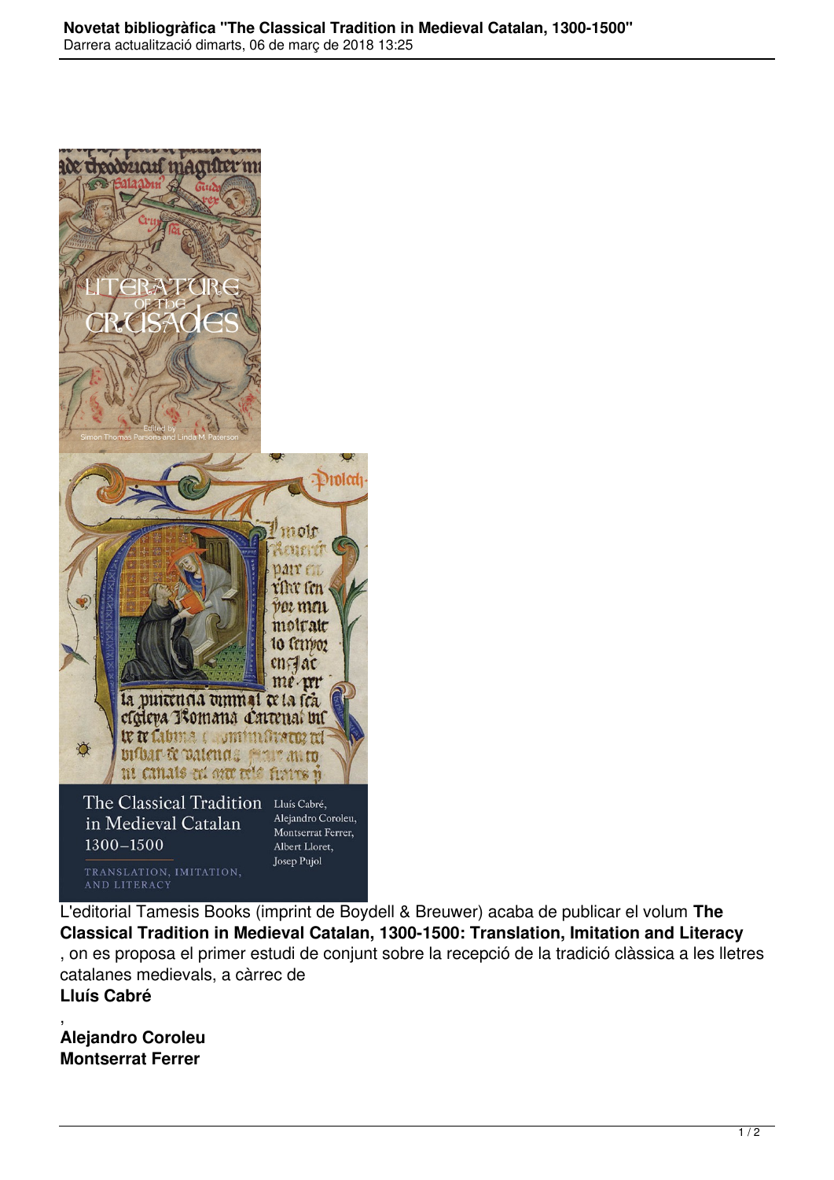L'editorial Tamesis Books (imprint de Boydell & Breuwer) acaba de publicar el volum **The Classical Tradition in Medieval Catalan, 1300-1500: Translation, Imitation and Literacy**, on es proposa el primer estudi de conjunt sobre la recepció de la tradició clàssica a les lletres catalanes medievals, a càrrec de **Lluís Cabré**, **Alejandro Coroleu** **Montserrat Ferrer**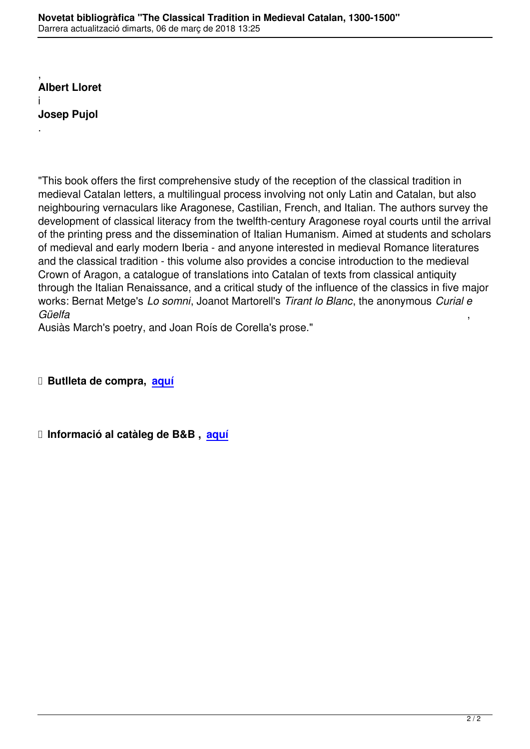,
**Albert Lloret**
i
**Josep Pujol**
.

"This book offers the first comprehensive study of the reception of the classical tradition in medieval Catalan letters, a multilingual process involving not only Latin and Catalan, but also neighbouring vernaculars like Aragonese, Castilian, French, and Italian. The authors survey the development of classical literacy from the twelfth-century Aragonese royal courts until the arrival of the printing press and the dissemination of Italian Humanism. Aimed at students and scholars of medieval and early modern Iberia - and anyone interested in medieval Romance literatures and the classical tradition - this volume also provides a concise introduction to the medieval Crown of Aragon, a catalogue of translations into Catalan of texts from classical antiquity through the Italian Renaissance, and a critical study of the influence of the classics in five major works: Bernat Metge's *Lo somni*, Joanot Martorell's *Tirant lo Blanc*, the anonymous *Curial e Güelfa*, Ausiàs March's poetry, and Joan Roís de Corella's prose."

 **Butlleta de compra, aquí**

 **Informació al catàleg de B&B , aquí**